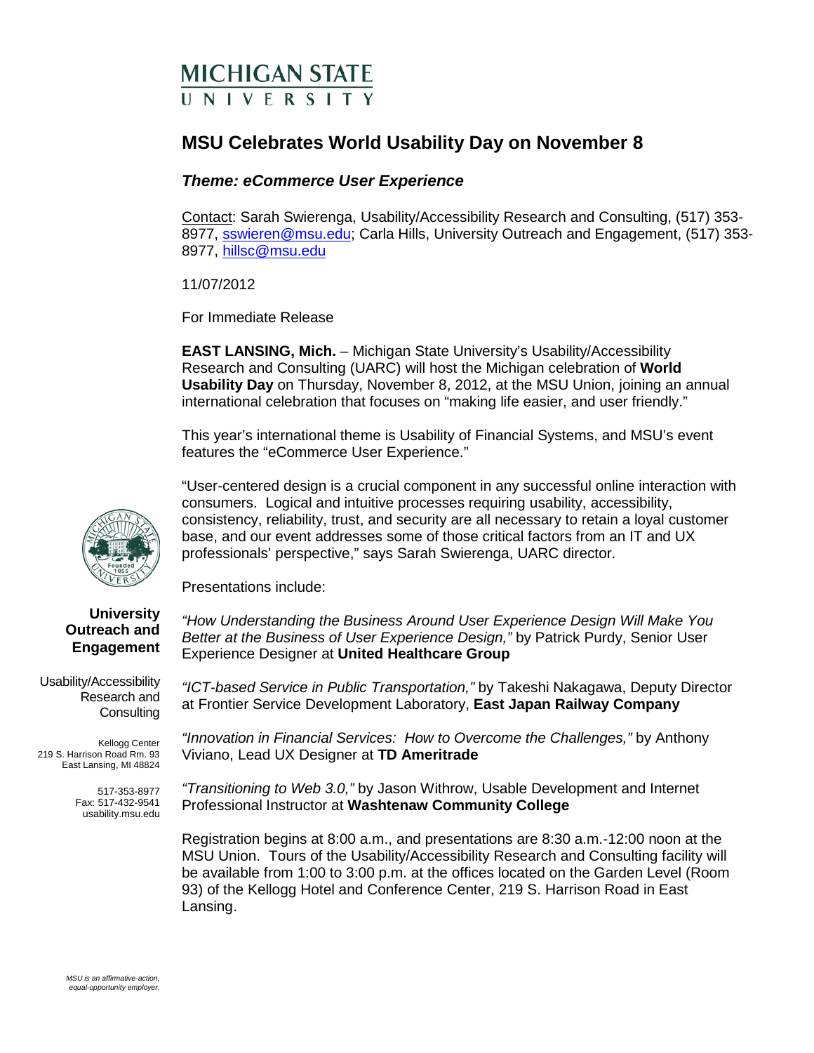# MICHIGAN STATE UNIVERSITY

## MSU Celebrates World Usability Day on November 8

### *Theme: eCommerce User Experience*

Contact: Sarah Swierenga, Usability/Accessibility Research and Consulting, (517) 353-8977, sswieren@msu.edu; Carla Hills, University Outreach and Engagement, (517) 353-8977, hillsc@msu.edu

11/07/2012

For Immediate Release

**EAST LANSING, Mich.** – Michigan State University's Usability/Accessibility Research and Consulting (UARC) will host the Michigan celebration of **World Usability Day** on Thursday, November 8, 2012, at the MSU Union, joining an annual international celebration that focuses on "making life easier, and user friendly."

This year's international theme is Usability of Financial Systems, and MSU's event features the "eCommerce User Experience."

"User-centered design is a crucial component in any successful online interaction with consumers. Logical and intuitive processes requiring usability, accessibility, consistency, reliability, trust, and security are all necessary to retain a loyal customer base, and our event addresses some of those critical factors from an IT and UX professionals' perspective," says Sarah Swierenga, UARC director.

Presentations include:

*"How Understanding the Business Around User Experience Design Will Make You Better at the Business of User Experience Design,"* by Patrick Purdy, Senior User Experience Designer at **United Healthcare Group**

*"ICT-based Service in Public Transportation,"* by Takeshi Nakagawa, Deputy Director at Frontier Service Development Laboratory, **East Japan Railway Company**

*"Innovation in Financial Services: How to Overcome the Challenges,"* by Anthony Viviano, Lead UX Designer at **TD Ameritrade**

*"Transitioning to Web 3.0,"* by Jason Withrow, Usable Development and Internet Professional Instructor at **Washtenaw Community College**

Registration begins at 8:00 a.m., and presentations are 8:30 a.m.-12:00 noon at the MSU Union. Tours of the Usability/Accessibility Research and Consulting facility will be available from 1:00 to 3:00 p.m. at the offices located on the Garden Level (Room 93) of the Kellogg Hotel and Conference Center, 219 S. Harrison Road in East Lansing.

**University Outreach and Engagement**

Usability/Accessibility Research and Consulting

Kellogg Center
219 S. Harrison Road Rm. 93
East Lansing, MI 48824

517-353-8977
Fax: 517-432-9541
usability.msu.edu

*MSU is an affirmative-action, equal-opportunity employer.*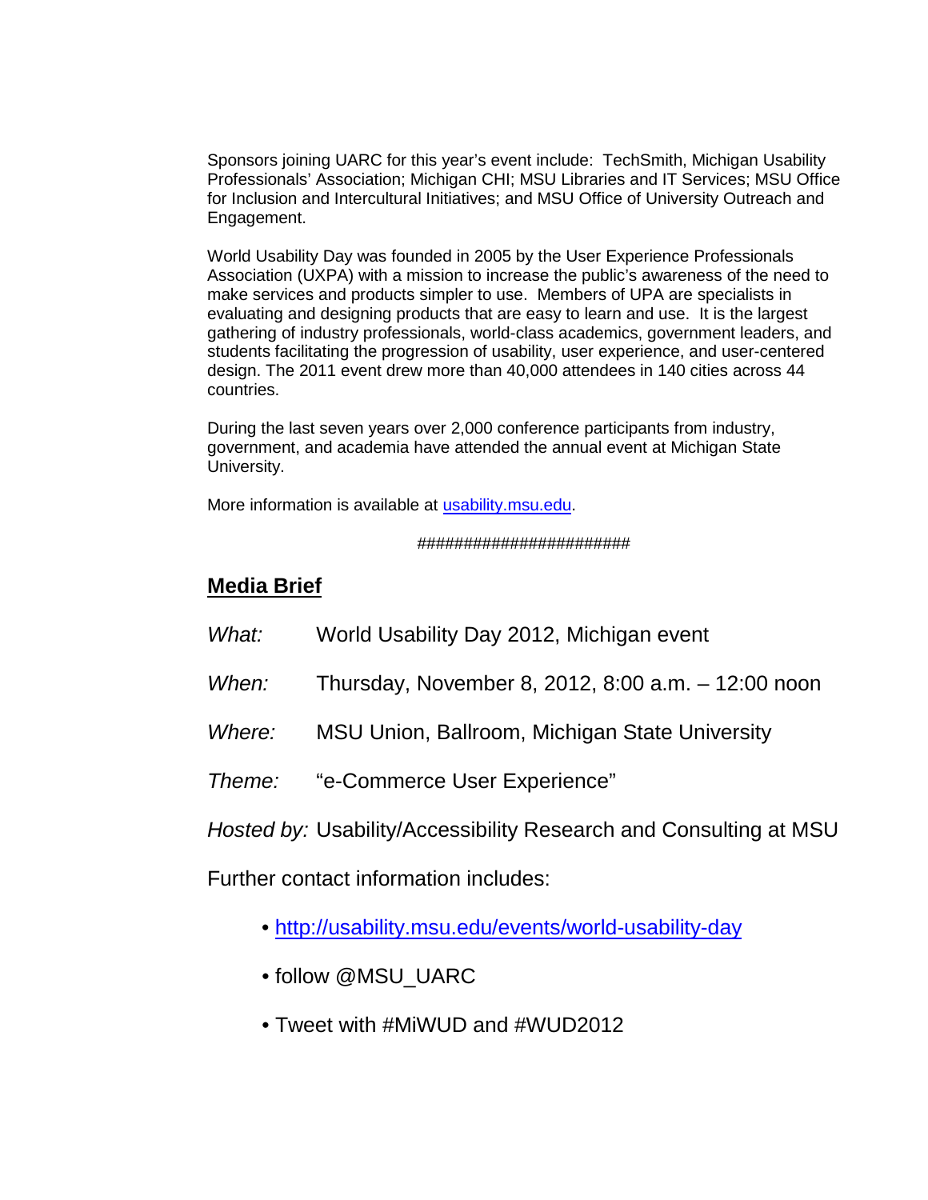Sponsors joining UARC for this year's event include: TechSmith, Michigan Usability Professionals' Association; Michigan CHI; MSU Libraries and IT Services; MSU Office for Inclusion and Intercultural Initiatives; and MSU Office of University Outreach and Engagement.

World Usability Day was founded in 2005 by the User Experience Professionals Association (UXPA) with a mission to increase the public's awareness of the need to make services and products simpler to use. Members of UPA are specialists in evaluating and designing products that are easy to learn and use. It is the largest gathering of industry professionals, world-class academics, government leaders, and students facilitating the progression of usability, user experience, and user-centered design. The 2011 event drew more than 40,000 attendees in 140 cities across 44 countries.

During the last seven years over 2,000 conference participants from industry, government, and academia have attended the annual event at Michigan State University.

More information is available at [usability.msu.edu](usability.msu.edu).

########################

## Media Brief

*What:* World Usability Day 2012, Michigan event

*When:* Thursday, November 8, 2012, 8:00 a.m. – 12:00 noon

*Where:* MSU Union, Ballroom, Michigan State University

*Theme:* "e-Commerce User Experience"

*Hosted by:* Usability/Accessibility Research and Consulting at MSU

Further contact information includes:

- http://usability.msu.edu/events/world-usability-day
- follow @MSU_UARC
- Tweet with #MiWUD and #WUD2012